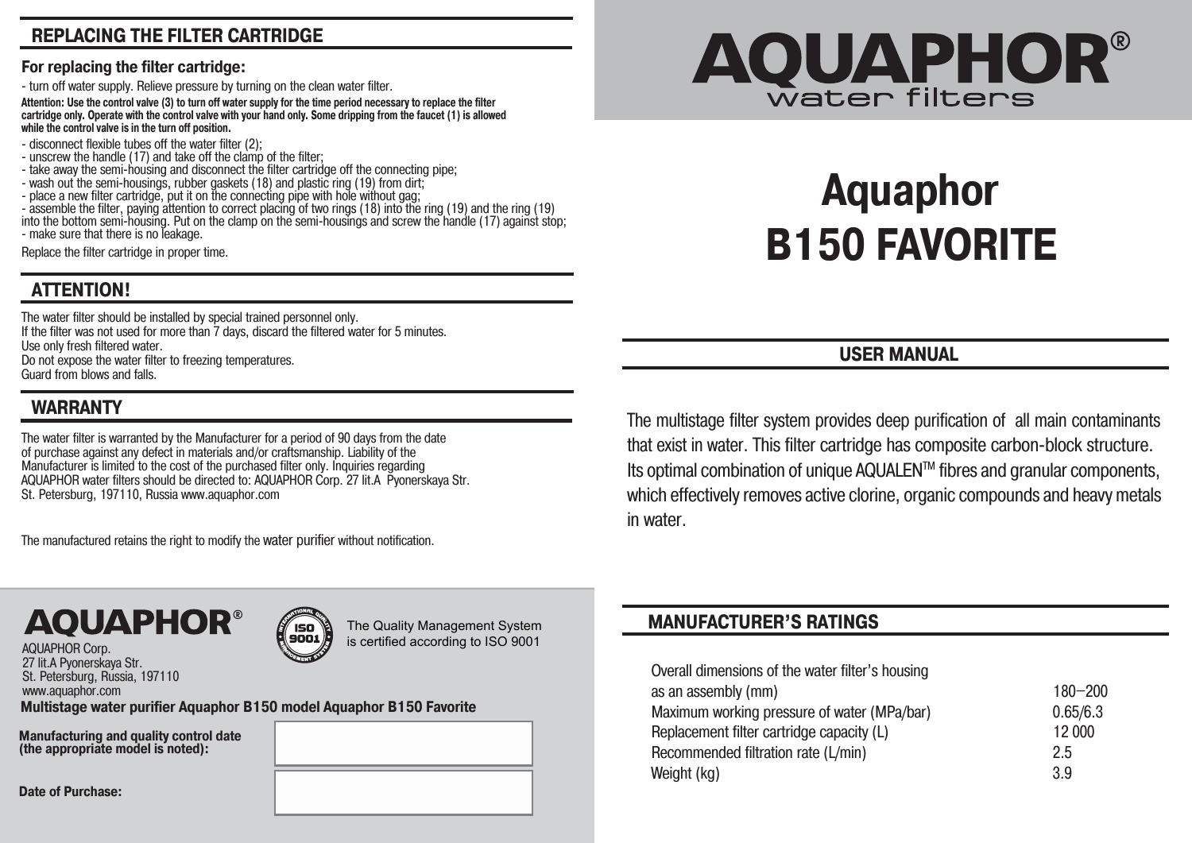## REPLACING THE FILTER CARTRIDGE

**For replacing the filter cartridge:**

- turn off water supply. Relieve pressure by turning on the clean water filter.

**Attention: Use the control valve (3) to turn off water supply for the time period necessary to replace the filter cartridge only. Operate with the control valve with your hand only. Some dripping from the faucet (1) is allowed while the control valve is in the turn off position.**

- disconnect flexible tubes off the water filter (2);
- unscrew the handle (17) and take off the clamp of the filter;
- take away the semi-housing and disconnect the filter cartridge off the connecting pipe;
- wash out the semi-housings, rubber gaskets (18) and plastic ring (19) from dirt;
- place a new filter cartridge, put it on the connecting pipe with hole without gag;
- assemble the filter, paying attention to correct placing of two rings (18) into the ring (19) and the ring (19) into the bottom semi-housing. Put on the clamp on the semi-housings and screw the handle (17) against stop;
- make sure that there is no leakage.

Replace the filter cartridge in proper time.

## ATTENTION!

The water filter should be installed by special trained personnel only.
If the filter was not used for more than 7 days, discard the filtered water for 5 minutes.
Use only fresh filtered water.
Do not expose the water filter to freezing temperatures.
Guard from blows and falls.

## WARRANTY

The water filter is warranted by the Manufacturer for a period of 90 days from the date of purchase against any defect in materials and/or craftsmanship. Liability of the Manufacturer is limited to the cost of the purchased filter only. Inquiries regarding AQUAPHOR water filters should be directed to: AQUAPHOR Corp. 27 lit.A Pyonerskaya Str. St. Petersburg, 197110, Russia www.aquaphor.com

The manufactured retains the right to modify the water purifier without notification.

**AQUAPHOR®**

AQUAPHOR Corp.
27 lit.A Pyonerskaya Str.
St. Petersburg, Russia, 197110
www.aquaphor.com

The Quality Management System is certified according to ISO 9001

**Multistage water purifier Aquaphor B150 model Aquaphor B150 Favorite**

**Manufacturing and quality control date (the appropriate model is noted):**

**Date of Purchase:**

# AQUAPHOR®
water filters

# Aquaphor B150 FAVORITE

## USER MANUAL

The multistage filter system provides deep purification of all main contaminants that exist in water. This filter cartridge has composite carbon-block structure. Its optimal combination of unique AQUALEN™ fibres and granular components, which effectively removes active clorine, organic compounds and heavy metals in water.

## MANUFACTURER'S RATINGS

| | |
|---|---|
| Overall dimensions of the water filter's housing as an assembly (mm) | 180–200 |
| Maximum working pressure of water (MPa/bar) | 0.65/6.3 |
| Replacement filter cartridge capacity (L) | 12 000 |
| Recommended filtration rate (L/min) | 2.5 |
| Weight (kg) | 3.9 |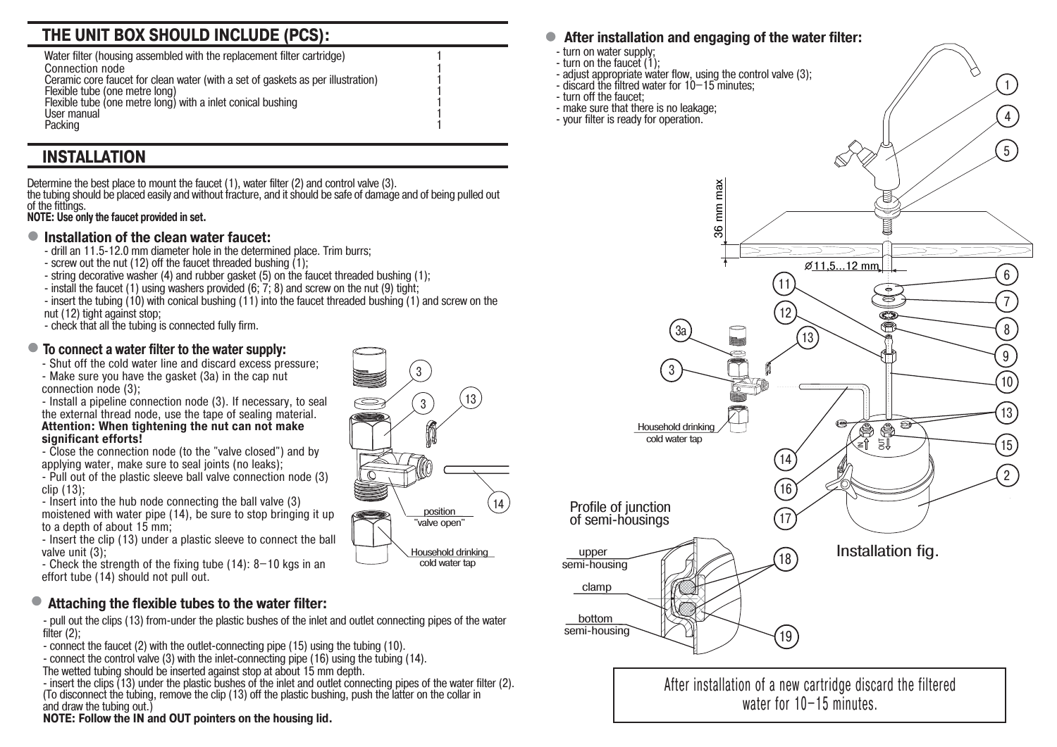## THE UNIT BOX SHOULD INCLUDE (PCS):

| | |
|---|---|
| Water filter (housing assembled with the replacement filter cartridge) | 1 |
| Connection node | 1 |
| Ceramic core faucet for clean water (with a set of gaskets as per illustration) | 1 |
| Flexible tube (one metre long) | 1 |
| Flexible tube (one metre long) with a inlet conical bushing | 1 |
| User manual | 1 |
| Packing | 1 |

## INSTALLATION

Determine the best place to mount the faucet (1), water filter (2) and control valve (3).
the tubing should be placed easily and without fracture, and it should be safe of damage and of being pulled out of the fittings.
**NOTE: Use only the faucet provided in set.**

### Installation of the clean water faucet:

- drill an 11.5-12.0 mm diameter hole in the determined place. Trim burrs;
- screw out the nut (12) off the faucet threaded bushing (1);
- string decorative washer (4) and rubber gasket (5) on the faucet threaded bushing (1);
- install the faucet (1) using washers provided (6; 7; 8) and screw on the nut (9) tight;
- insert the tubing (10) with conical bushing (11) into the faucet threaded bushing (1) and screw on the nut (12) tight against stop;
- check that all the tubing is connected fully firm.

### To connect a water filter to the water supply:

- Shut off the cold water line and discard excess pressure;
- Make sure you have the gasket (3a) in the cap nut connection node (3);
- Install a pipeline connection node (3). If necessary, to seal the external thread node, use the tape of sealing material. **Attention: When tightening the nut can not make significant efforts!**
- Close the connection node (to the "valve closed") and by applying water, make sure to seal joints (no leaks);
- Pull out of the plastic sleeve ball valve connection node (3) clip (13);
- Insert into the hub node connecting the ball valve (3) moistened with water pipe (14), be sure to stop bringing it up to a depth of about 15 mm;
- Insert the clip (13) under a plastic sleeve to connect the ball valve unit (3);
- Check the strength of the fixing tube (14): 8–10 kgs in an effort tube (14) should not pull out.

3
3
13
14
position "valve open"
Household drinking cold water tap

### Attaching the flexible tubes to the water filter:

- pull out the clips (13) from-under the plastic bushes of the inlet and outlet connecting pipes of the water filter (2);
- connect the faucet (2) with the outlet-connecting pipe (15) using the tubing (10).
- connect the control valve (3) with the inlet-connecting pipe (16) using the tubing (14).

The wetted tubing should be inserted against stop at about 15 mm depth.

- insert the clips (13) under the plastic bushes of the inlet and outlet connecting pipes of the water filter (2).

(To disconnect the tubing, remove the clip (13) off the plastic bushing, push the latter on the collar in and draw the tubing out.)

**NOTE: Follow the IN and OUT pointers on the housing lid.**

### After installation and engaging of the water filter:

- turn on water supply;
- turn on the faucet (1);
- adjust appropriate water flow, using the control valve (3);
- discard the filtred water for 10–15 minutes;
- turn off the faucet;
- make sure that there is no leakage;
- your filter is ready for operation.

36 mm max
Ø11,5...12 mm
1 4 5 6 7 8 9 10 11 12 13 3a 3 13 14 15 16 17 2 18 19
Household drinking cold water tap
IN OUT

Profile of junction of semi-housings

upper semi-housing
clamp
bottom semi-housing

Installation fig.

After installation of a new cartridge discard the filtered water for 10–15 minutes.